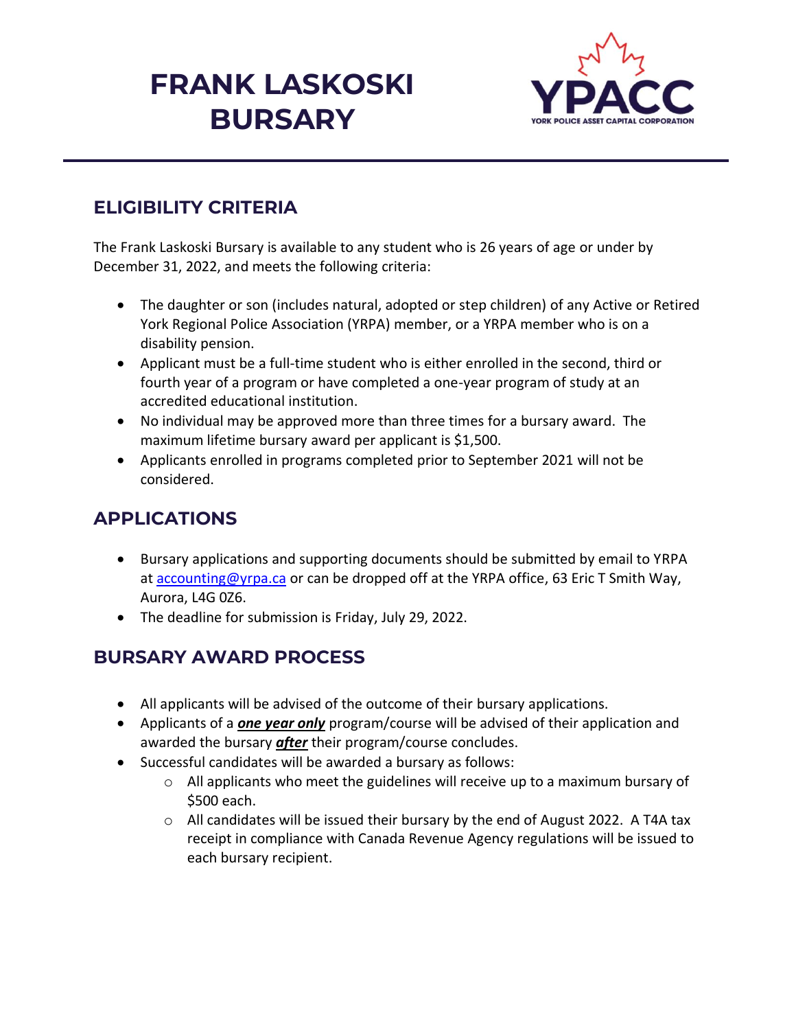# FRANK LASKOSKI BURSARY

YPACC
YORK POLICE ASSET CAPITAL CORPORATION

## ELIGIBILITY CRITERIA

The Frank Laskoski Bursary is available to any student who is 26 years of age or under by December 31, 2022, and meets the following criteria:

- The daughter or son (includes natural, adopted or step children) of any Active or Retired York Regional Police Association (YRPA) member, or a YRPA member who is on a disability pension.
- Applicant must be a full-time student who is either enrolled in the second, third or fourth year of a program or have completed a one-year program of study at an accredited educational institution.
- No individual may be approved more than three times for a bursary award. The maximum lifetime bursary award per applicant is $1,500.
- Applicants enrolled in programs completed prior to September 2021 will not be considered.

## APPLICATIONS

- Bursary applications and supporting documents should be submitted by email to YRPA at accounting@yrpa.ca or can be dropped off at the YRPA office, 63 Eric T Smith Way, Aurora, L4G 0Z6.
- The deadline for submission is Friday, July 29, 2022.

## BURSARY AWARD PROCESS

- All applicants will be advised of the outcome of their bursary applications.
- Applicants of a ***one year only*** program/course will be advised of their application and awarded the bursary ***after*** their program/course concludes.
- Successful candidates will be awarded a bursary as follows:
  - All applicants who meet the guidelines will receive up to a maximum bursary of $500 each.
  - All candidates will be issued their bursary by the end of August 2022. A T4A tax receipt in compliance with Canada Revenue Agency regulations will be issued to each bursary recipient.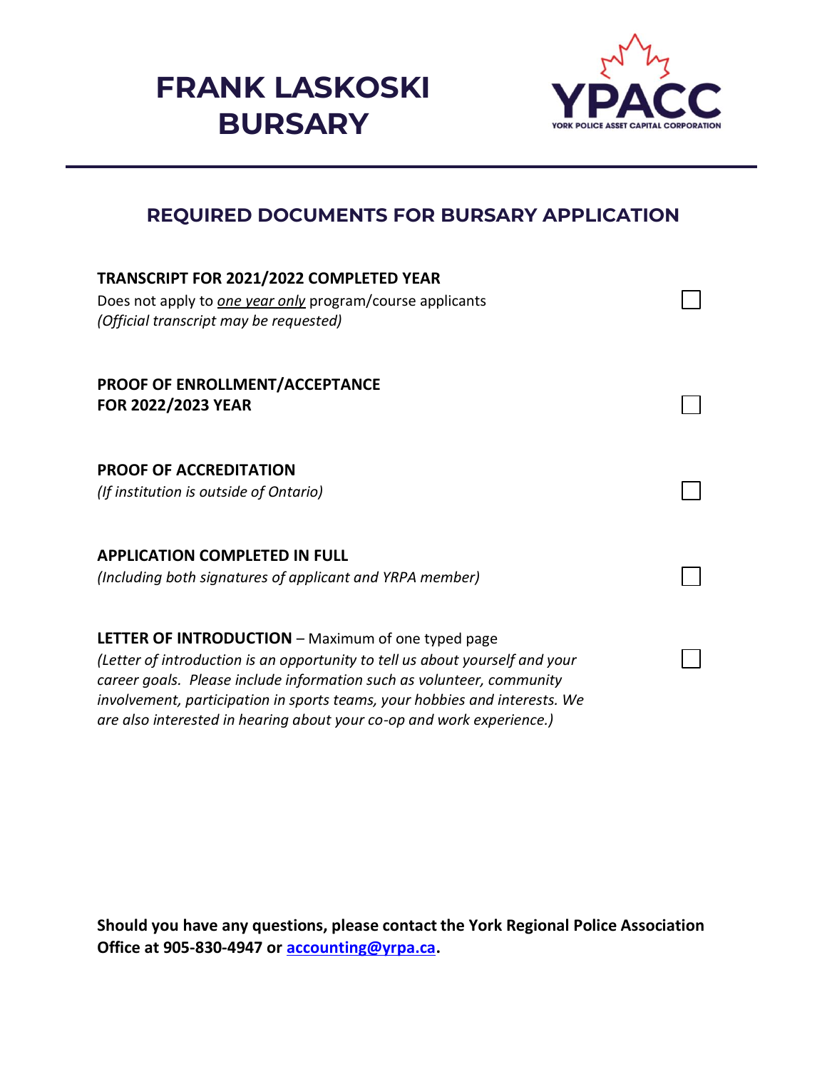# FRANK LASKOSKI BURSARY

YPACC
YORK POLICE ASSET CAPITAL CORPORATION

## REQUIRED DOCUMENTS FOR BURSARY APPLICATION

**TRANSCRIPT FOR 2021/2022 COMPLETED YEAR**
Does not apply to *one year only* program/course applicants
*(Official transcript may be requested)* ☐

**PROOF OF ENROLLMENT/ACCEPTANCE FOR 2022/2023 YEAR** ☐

**PROOF OF ACCREDITATION**
*(If institution is outside of Ontario)* ☐

**APPLICATION COMPLETED IN FULL**
*(Including both signatures of applicant and YRPA member)* ☐

**LETTER OF INTRODUCTION** – Maximum of one typed page
*(Letter of introduction is an opportunity to tell us about yourself and your career goals. Please include information such as volunteer, community involvement, participation in sports teams, your hobbies and interests. We are also interested in hearing about your co-op and work experience.)* ☐

**Should you have any questions, please contact the York Regional Police Association Office at 905-830-4947 or [accounting@yrpa.ca](mailto:accounting@yrpa.ca).**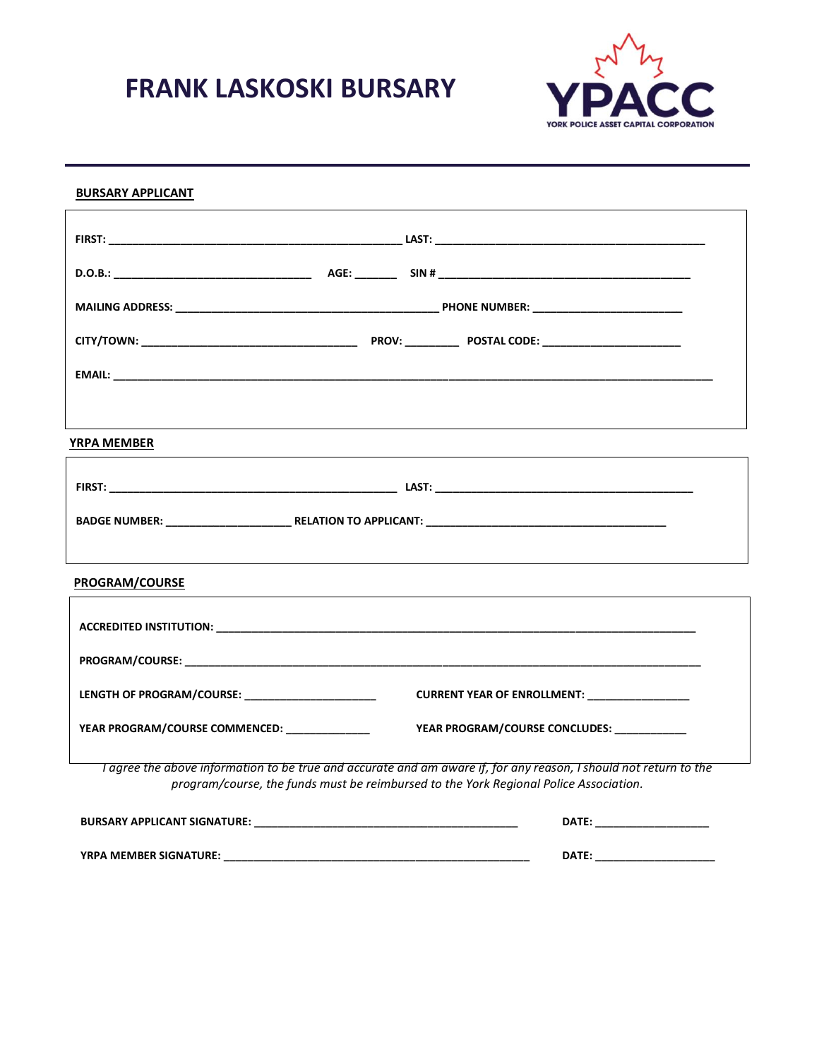# FRANK LASKOSKI BURSARY

YPACC
YORK POLICE ASSET CAPITAL CORPORATION

**BURSARY APPLICANT**

**FIRST:** ______________________ **LAST:** ______________________

**D.O.B.:** ________________ **AGE:** _______ **SIN #** ______________________

**MAILING ADDRESS:** ______________________ **PHONE NUMBER:** ________________

**CITY/TOWN:** ________________ **PROV:** _________ **POSTAL CODE:** ________________

**EMAIL:** ____________________________________________

**YRPA MEMBER**

**FIRST:** ______________________ **LAST:** ______________________

**BADGE NUMBER:** ________________ **RELATION TO APPLICANT:** ______________________

**PROGRAM/COURSE**

**ACCREDITED INSTITUTION:** ____________________________________________

**PROGRAM/COURSE:** ____________________________________________

**LENGTH OF PROGRAM/COURSE:** ________________ **CURRENT YEAR OF ENROLLMENT:** ________________

**YEAR PROGRAM/COURSE COMMENCED:** ______________ **YEAR PROGRAM/COURSE CONCLUDES:** ____________

*I agree the above information to be true and accurate and am aware if, for any reason, I should not return to the program/course, the funds must be reimbursed to the York Regional Police Association.*

**BURSARY APPLICANT SIGNATURE:** ______________________ **DATE:** ________________

**YRPA MEMBER SIGNATURE:** ______________________ **DATE:** ________________